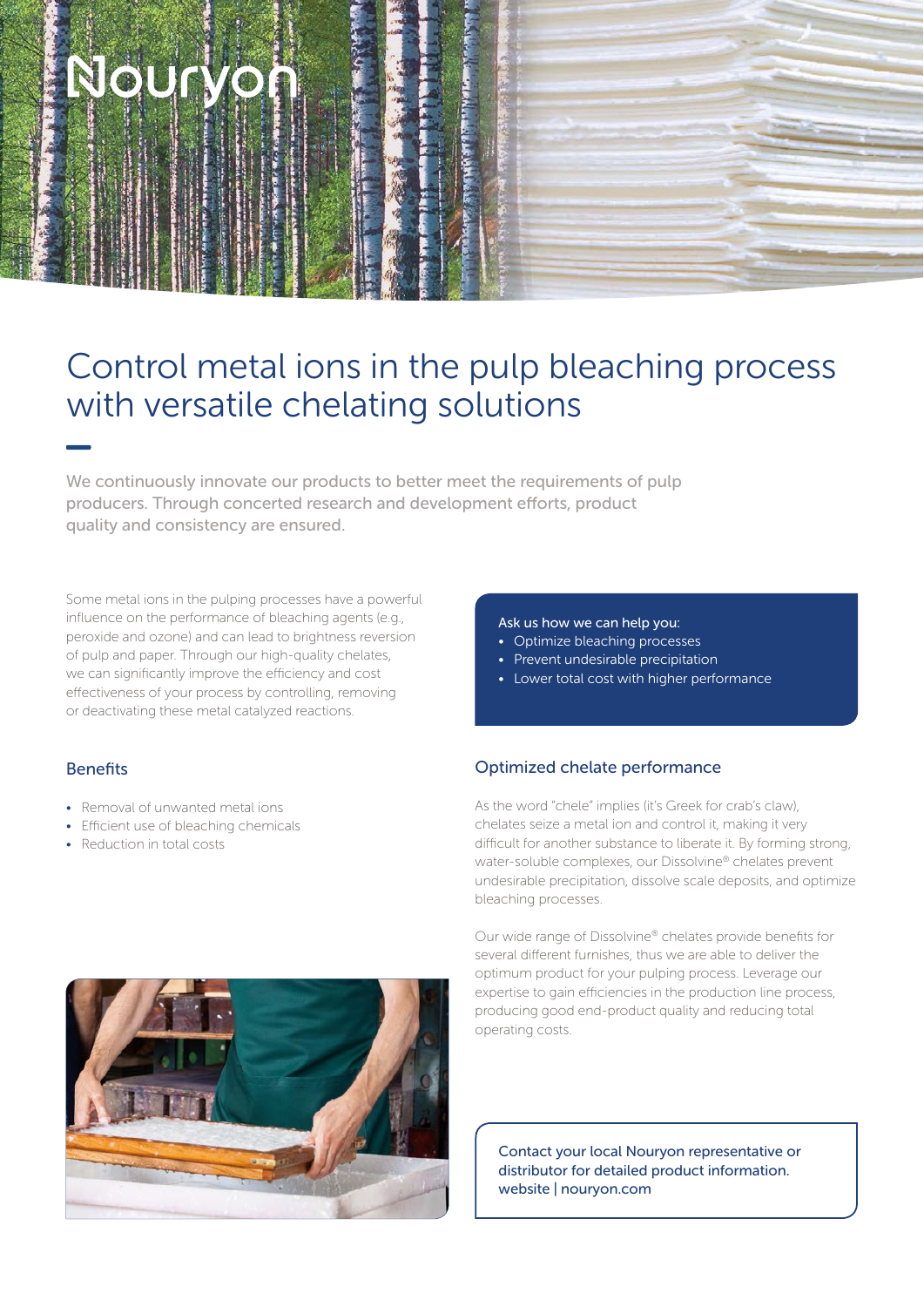Nouryon

# Control metal ions in the pulp bleaching process with versatile chelating solutions

We continuously innovate our products to better meet the requirements of pulp producers. Through concerted research and development efforts, product quality and consistency are ensured.

Some metal ions in the pulping processes have a powerful influence on the performance of bleaching agents (e.g., peroxide and ozone) and can lead to brightness reversion of pulp and paper. Through our high-quality chelates, we can significantly improve the efficiency and cost effectiveness of your process by controlling, removing or deactivating these metal catalyzed reactions.

## Benefits

- Removal of unwanted metal ions
- Efficient use of bleaching chemicals
- Reduction in total costs

Ask us how we can help you:

- Optimize bleaching processes
- Prevent undesirable precipitation
- Lower total cost with higher performance

## Optimized chelate performance

As the word "chele" implies (it's Greek for crab's claw), chelates seize a metal ion and control it, making it very difficult for another substance to liberate it. By forming strong, water-soluble complexes, our Dissolvine® chelates prevent undesirable precipitation, dissolve scale deposits, and optimize bleaching processes.

Our wide range of Dissolvine® chelates provide benefits for several different furnishes, thus we are able to deliver the optimum product for your pulping process. Leverage our expertise to gain efficiencies in the production line process, producing good end-product quality and reducing total operating costs.

Contact your local Nouryon representative or distributor for detailed product information.
website | nouryon.com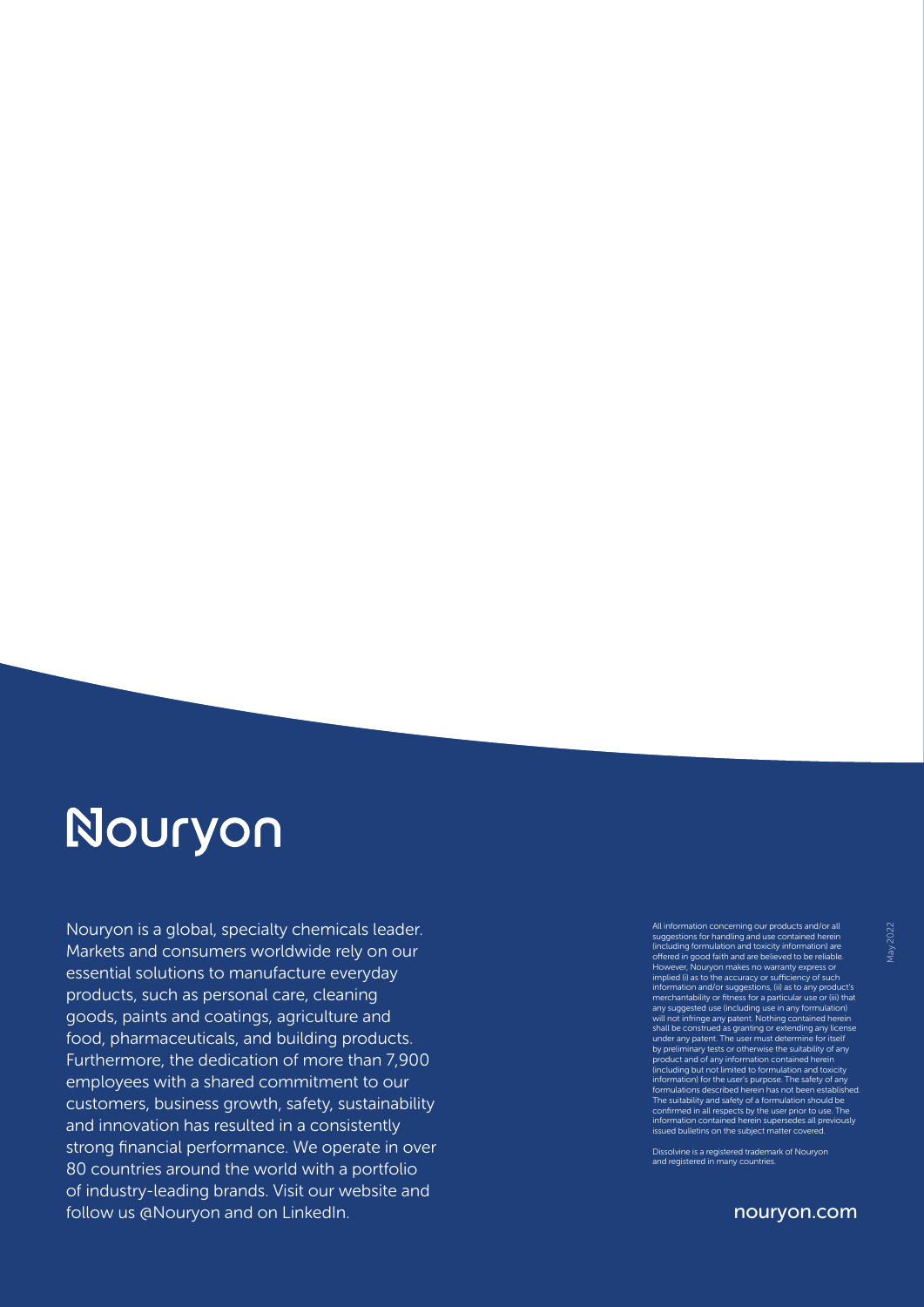# Nouryon

Nouryon is a global, specialty chemicals leader. Markets and consumers worldwide rely on our essential solutions to manufacture everyday products, such as personal care, cleaning goods, paints and coatings, agriculture and food, pharmaceuticals, and building products. Furthermore, the dedication of more than 7,900 employees with a shared commitment to our customers, business growth, safety, sustainability and innovation has resulted in a consistently strong financial performance. We operate in over 80 countries around the world with a portfolio of industry-leading brands. Visit our website and follow us @Nouryon and on LinkedIn.

All information concerning our products and/or all suggestions for handling and use contained herein (including formulation and toxicity information) are offered in good faith and are believed to be reliable. However, Nouryon makes no warranty express or implied (i) as to the accuracy or sufficiency of such information and/or suggestions, (ii) as to any product's merchantability or fitness for a particular use or (iii) that any suggested use (including use in any formulation) will not infringe any patent. Nothing contained herein shall be construed as granting or extending any license under any patent. The user must determine for itself by preliminary tests or otherwise the suitability of any product and of any information contained herein (including but not limited to formulation and toxicity information) for the user's purpose. The safety of any formulations described herein has not been established. The suitability and safety of a formulation should be confirmed in all respects by the user prior to use. The information contained herein supersedes all previously issued bulletins on the subject matter covered.

Dissolvine is a registered trademark of Nouryon and registered in many countries.

May 2022

nouryon.com